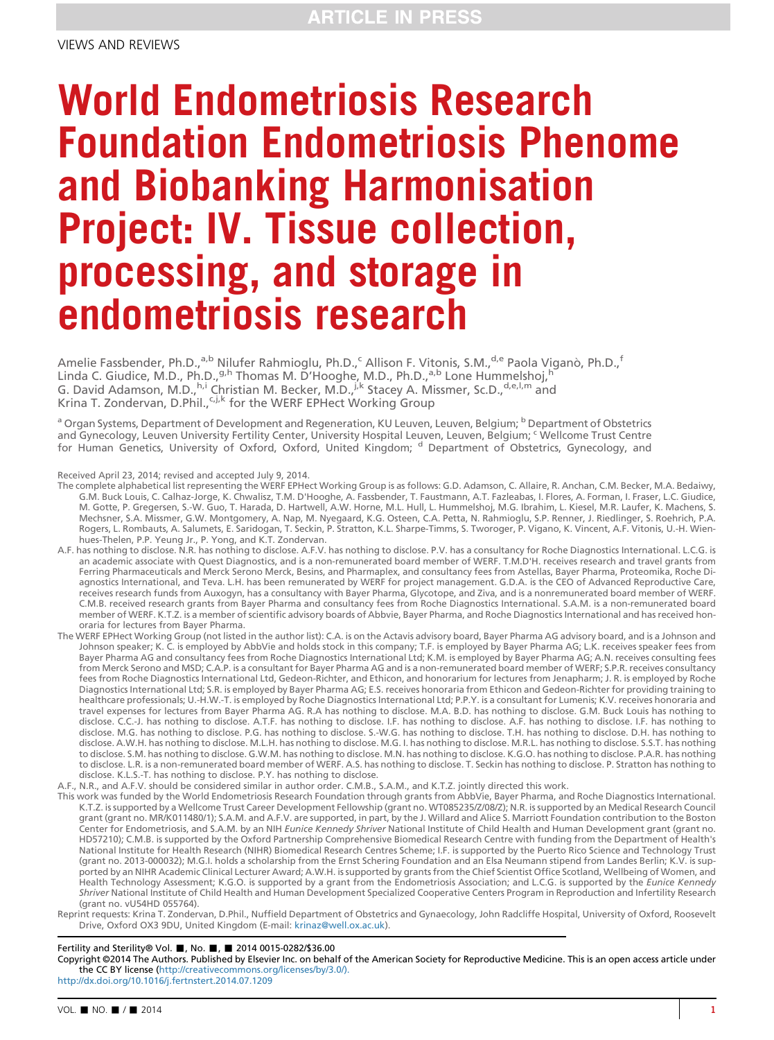VIEWS AND REVIEWS

# World Endometriosis Research Foundation Endometriosis Phenome and Biobanking Harmonisation Project: IV. Tissue collection, processing, and storage in endometriosis research

Amelie Fassbender, Ph.D.,[a,b] Nilufer Rahmioglu, Ph.D.,[c] Allison F. Vitonis, S.M.,[d,e] Paola Viganò, Ph.D.,[f] Linda C. Giudice, M.D., Ph.D.,[g,h] Thomas M. D'Hooghe, M.D., Ph.D.,[a,b] Lone Hummelshoj,[h] G. David Adamson, M.D.,[h,i] Christian M. Becker, M.D.,[j,k] Stacey A. Missmer, Sc.D.,[d,e,l,m] and Krina T. Zondervan, D.Phil.,[c,j,k] for the WERF EPHect Working Group

[a] Organ Systems, Department of Development and Regeneration, KU Leuven, Leuven, Belgium; [b] Department of Obstetrics and Gynecology, Leuven University Fertility Center, University Hospital Leuven, Leuven, Belgium; [c] Wellcome Trust Centre for Human Genetics, University of Oxford, Oxford, United Kingdom; [d] Department of Obstetrics, Gynecology, and

Received April 23, 2014; revised and accepted July 9, 2014.

The complete alphabetical list representing the WERF EPHect Working Group is as follows: G.D. Adamson, C. Allaire, R. Anchan, C.M. Becker, M.A. Bedaiwy, G.M. Buck Louis, C. Calhaz-Jorge, K. Chwalisz, T.M. D'Hooghe, A. Fassbender, T. Faustmann, A.T. Fazleabas, I. Flores, A. Forman, I. Fraser, L.C. Giudice, M. Gotte, P. Gregersen, S.-W. Guo, T. Harada, D. Hartwell, A.W. Horne, M.L. Hull, L. Hummelshoj, M.G. Ibrahim, L. Kiesel, M.R. Laufer, K. Machens, S. Mechsner, S.A. Missmer, G.W. Montgomery, A. Nap, M. Nyegaard, K.G. Osteen, C.A. Petta, N. Rahmioglu, S.P. Renner, J. Riedlinger, S. Roehrich, P.A. Rogers, L. Rombauts, A. Salumets, E. Saridogan, T. Seckin, P. Stratton, K.L. Sharpe-Timms, S. Tworoger, P. Vigano, K. Vincent, A.F. Vitonis, U.-H. Wienhues-Thelen, P.P. Yeung Jr., P. Yong, and K.T. Zondervan.

A.F. has nothing to disclose. N.R. has nothing to disclose. A.F.V. has nothing to disclose. P.V. has a consultancy for Roche Diagnostics International. L.C.G. is an academic associate with Quest Diagnostics, and is a non-remunerated board member of WERF. T.M.D'H. receives research and travel grants from Ferring Pharmaceuticals and Merck Serono Merck, Besins, and Pharmaplex, and consultancy fees from Astellas, Bayer Pharma, Proteomika, Roche Diagnostics International, and Teva. L.H. has been remunerated by WERF for project management. G.D.A. is the CEO of Advanced Reproductive Care, receives research funds from Auxogyn, has a consultancy with Bayer Pharma, Glycotope, and Ziva, and is a nonremunerated board member of WERF. C.M.B. received research grants from Bayer Pharma and consultancy fees from Roche Diagnostics International. S.A.M. is a non-remunerated board member of WERF. K.T.Z. is a member of scientific advisory boards of Abbvie, Bayer Pharma, and Roche Diagnostics International and has received honoraria for lectures from Bayer Pharma.

The WERF EPHect Working Group (not listed in the author list): C.A. is on the Actavis advisory board, Bayer Pharma AG advisory board, and is a Johnson and Johnson speaker; K. C. is employed by AbbVie and holds stock in this company; T.F. is employed by Bayer Pharma AG; L.K. receives speaker fees from Bayer Pharma AG and consultancy fees from Roche Diagnostics International Ltd; K.M. is employed by Bayer Pharma AG; A.N. receives consulting fees from Merck Serono and MSD; C.A.P. is a consultant for Bayer Pharma AG and is a non-remunerated board member of WERF; S.P.R. receives consultancy fees from Roche Diagnostics International Ltd, Gedeon-Richter, and Ethicon, and honorarium for lectures from Jenapharm; J. R. is employed by Roche Diagnostics International Ltd; S.R. is employed by Bayer Pharma AG; E.S. receives honoraria from Ethicon and Gedeon-Richter for providing training to healthcare professionals; U.-H.W.-T. is employed by Roche Diagnostics International Ltd; P.P.Y. is a consultant for Lumenis; K.V. receives honoraria and travel expenses for lectures from Bayer Pharma AG. R.A has nothing to disclose. M.A. B.D. has nothing to disclose. G.M. Buck Louis has nothing to disclose. C.C.-J. has nothing to disclose. A.T.F. has nothing to disclose. I.F. has nothing to disclose. A.F. has nothing to disclose. I.F. has nothing to disclose. M.G. has nothing to disclose. P.G. has nothing to disclose. S.-W.G. has nothing to disclose. T.H. has nothing to disclose. D.H. has nothing to disclose. A.W.H. has nothing to disclose. M.L.H. has nothing to disclose. M.G. I. has nothing to disclose. M.R.L. has nothing to disclose. S.S.T. has nothing to disclose. S.M. has nothing to disclose. G.W.M. has nothing to disclose. M.N. has nothing to disclose. K.G.O. has nothing to disclose. P.A.R. has nothing to disclose. L.R. is a non-remunerated board member of WERF. A.S. has nothing to disclose. T. Seckin has nothing to disclose. P. Stratton has nothing to disclose. K.L.S.-T. has nothing to disclose. P.Y. has nothing to disclose.

A.F., N.R., and A.F.V. should be considered similar in author order. C.M.B., S.A.M., and K.T.Z. jointly directed this work.

This work was funded by the World Endometriosis Research Foundation through grants from AbbVie, Bayer Pharma, and Roche Diagnostics International. K.T.Z. is supported by a Wellcome Trust Career Development Fellowship (grant no. WT085235/Z/08/Z); N.R. is supported by an Medical Research Council grant (grant no. MR/K011480/1); S.A.M. and A.F.V. are supported, in part, by the J. Willard and Alice S. Marriott Foundation contribution to the Boston Center for Endometriosis, and S.A.M. by an NIH *Eunice Kennedy Shriver* National Institute of Child Health and Human Development grant (grant no. HD57210); C.M.B. is supported by the Oxford Partnership Comprehensive Biomedical Research Centre with funding from the Department of Health's National Institute for Health Research (NIHR) Biomedical Research Centres Scheme; I.F. is supported by the Puerto Rico Science and Technology Trust (grant no. 2013-000032); M.G.I. holds a scholarship from the Ernst Schering Foundation and an Elsa Neumann stipend from Landes Berlin; K.V. is supported by an NIHR Academic Clinical Lecturer Award; A.W.H. is supported by grants from the Chief Scientist Office Scotland, Wellbeing of Women, and Health Technology Assessment; K.G.O. is supported by a grant from the Endometriosis Association; and L.C.G. is supported by the *Eunice Kennedy Shriver* National Institute of Child Health and Human Development Specialized Cooperative Centers Program in Reproduction and Infertility Research (grant no. vU54HD 055764).

Reprint requests: Krina T. Zondervan, D.Phil., Nuffield Department of Obstetrics and Gynaecology, John Radcliffe Hospital, University of Oxford, Roosevelt Drive, Oxford OX3 9DU, United Kingdom (E-mail: krinaz@well.ox.ac.uk).

Fertility and Sterility® Vol. ■, No. ■, ■ 2014 0015-0282/$36.00
Copyright ©2014 The Authors. Published by Elsevier Inc. on behalf of the American Society for Reproductive Medicine. This is an open access article under the CC BY license (http://creativecommons.org/licenses/by/3.0/).
http://dx.doi.org/10.1016/j.fertnstert.2014.07.1209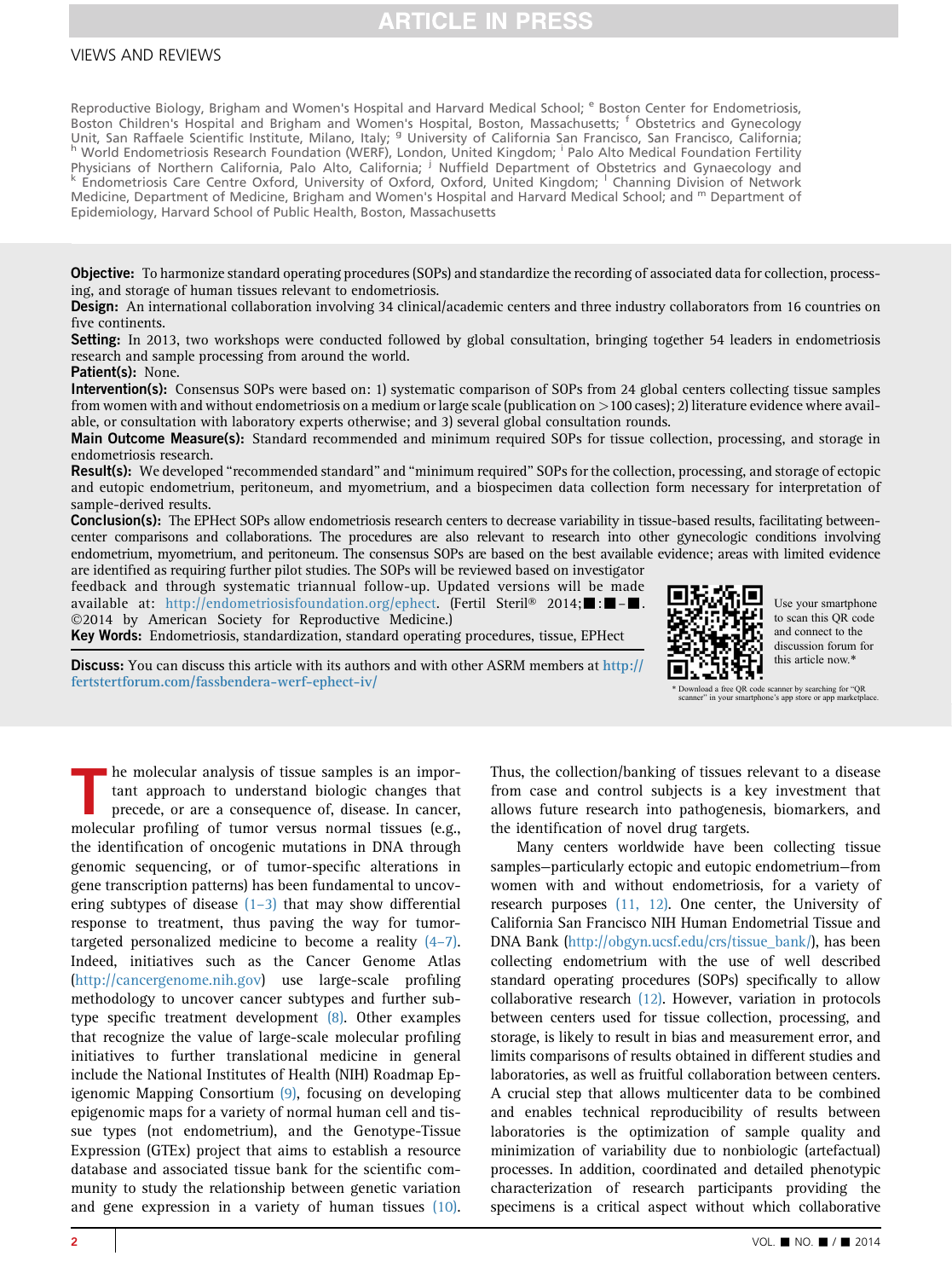Reproductive Biology, Brigham and Women's Hospital and Harvard Medical School; [e] Boston Center for Endometriosis, Boston Children's Hospital and Brigham and Women's Hospital, Boston, Massachusetts; [f] Obstetrics and Gynecology Unit, San Raffaele Scientific Institute, Milano, Italy; [g] University of California San Francisco, San Francisco, California; [h] World Endometriosis Research Foundation (WERF), London, United Kingdom; [i] Palo Alto Medical Foundation Fertility Physicians of Northern California, Palo Alto, California; [j] Nuffield Department of Obstetrics and Gynaecology and [k] Endometriosis Care Centre Oxford, University of Oxford, Oxford, United Kingdom; [l] Channing Division of Network Medicine, Department of Medicine, Brigham and Women's Hospital and Harvard Medical School; and [m] Department of Epidemiology, Harvard School of Public Health, Boston, Massachusetts

**Objective:** To harmonize standard operating procedures (SOPs) and standardize the recording of associated data for collection, processing, and storage of human tissues relevant to endometriosis.
**Design:** An international collaboration involving 34 clinical/academic centers and three industry collaborators from 16 countries on five continents.
**Setting:** In 2013, two workshops were conducted followed by global consultation, bringing together 54 leaders in endometriosis research and sample processing from around the world.
**Patient(s):** None.
**Intervention(s):** Consensus SOPs were based on: 1) systematic comparison of SOPs from 24 global centers collecting tissue samples from women with and without endometriosis on a medium or large scale (publication on >100 cases); 2) literature evidence where available, or consultation with laboratory experts otherwise; and 3) several global consultation rounds.
**Main Outcome Measure(s):** Standard recommended and minimum required SOPs for tissue collection, processing, and storage in endometriosis research.
**Result(s):** We developed "recommended standard" and "minimum required" SOPs for the collection, processing, and storage of ectopic and eutopic endometrium, peritoneum, and myometrium, and a biospecimen data collection form necessary for interpretation of sample-derived results.
**Conclusion(s):** The EPHect SOPs allow endometriosis research centers to decrease variability in tissue-based results, facilitating between-center comparisons and collaborations. The procedures are also relevant to research into other gynecologic conditions involving endometrium, myometrium, and peritoneum. The consensus SOPs are based on the best available evidence; areas with limited evidence are identified as requiring further pilot studies. The SOPs will be reviewed based on investigator feedback and through systematic triannual follow-up. Updated versions will be made available at: http://endometriosisfoundation.org/ephect. (Fertil Steril® 2014;■:■–■. ©2014 by American Society for Reproductive Medicine.)
**Key Words:** Endometriosis, standardization, standard operating procedures, tissue, EPHect

**Discuss:** You can discuss this article with its authors and with other ASRM members at http://fertstertforum.com/fassbendera-werf-ephect-iv/

Use your smartphone to scan this QR code and connect to the discussion forum for this article now.*

* Download a free QR code scanner by searching for "QR scanner" in your smartphone's app store or app marketplace.

The molecular analysis of tissue samples is an important approach to understand biologic changes that precede, or are a consequence of, disease. In cancer, molecular profiling of tumor versus normal tissues (e.g., the identification of oncogenic mutations in DNA through genomic sequencing, or of tumor-specific alterations in gene transcription patterns) has been fundamental to uncovering subtypes of disease (1–3) that may show differential response to treatment, thus paving the way for tumor-targeted personalized medicine to become a reality (4–7). Indeed, initiatives such as the Cancer Genome Atlas (http://cancergenome.nih.gov) use large-scale profiling methodology to uncover cancer subtypes and further subtype specific treatment development (8). Other examples that recognize the value of large-scale molecular profiling initiatives to further translational medicine in general include the National Institutes of Health (NIH) Roadmap Epigenomic Mapping Consortium (9), focusing on developing epigenomic maps for a variety of normal human cell and tissue types (not endometrium), and the Genotype-Tissue Expression (GTEx) project that aims to establish a resource database and associated tissue bank for the scientific community to study the relationship between genetic variation and gene expression in a variety of human tissues (10). Thus, the collection/banking of tissues relevant to a disease from case and control subjects is a key investment that allows future research into pathogenesis, biomarkers, and the identification of novel drug targets.

Many centers worldwide have been collecting tissue samples—particularly ectopic and eutopic endometrium—from women with and without endometriosis, for a variety of research purposes (11, 12). One center, the University of California San Francisco NIH Human Endometrial Tissue and DNA Bank (http://obgyn.ucsf.edu/crs/tissue_bank/), has been collecting endometrium with the use of well described standard operating procedures (SOPs) specifically to allow collaborative research (12). However, variation in protocols between centers used for tissue collection, processing, and storage, is likely to result in bias and measurement error, and limits comparisons of results obtained in different studies and laboratories, as well as fruitful collaboration between centers. A crucial step that allows multicenter data to be combined and enables technical reproducibility of results between laboratories is the optimization of sample quality and minimization of variability due to nonbiologic (artefactual) processes. In addition, coordinated and detailed phenotypic characterization of research participants providing the specimens is a critical aspect without which collaborative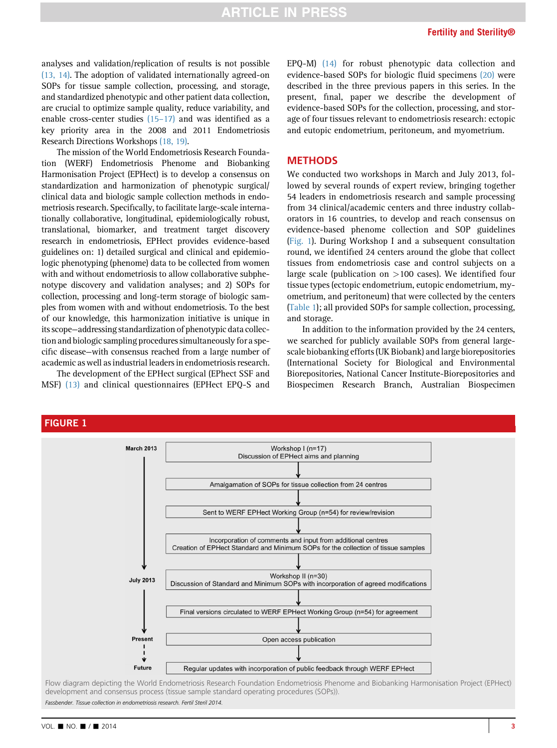analyses and validation/replication of results is not possible (13, 14). The adoption of validated internationally agreed-on SOPs for tissue sample collection, processing, and storage, and standardized phenotypic and other patient data collection, are crucial to optimize sample quality, reduce variability, and enable cross-center studies (15–17) and was identified as a key priority area in the 2008 and 2011 Endometriosis Research Directions Workshops (18, 19).

The mission of the World Endometriosis Research Foundation (WERF) Endometriosis Phenome and Biobanking Harmonisation Project (EPHect) is to develop a consensus on standardization and harmonization of phenotypic surgical/clinical data and biologic sample collection methods in endometriosis research. Specifically, to facilitate large-scale internationally collaborative, longitudinal, epidemiologically robust, translational, biomarker, and treatment target discovery research in endometriosis, EPHect provides evidence-based guidelines on: 1) detailed surgical and clinical and epidemiologic phenotyping (phenome) data to be collected from women with and without endometriosis to allow collaborative subphenotype discovery and validation analyses; and 2) SOPs for collection, processing and long-term storage of biologic samples from women with and without endometriosis. To the best of our knowledge, this harmonization initiative is unique in its scope—addressing standardization of phenotypic data collection and biologic sampling procedures simultaneously for a specific disease—with consensus reached from a large number of academic as well as industrial leaders in endometriosis research.

The development of the EPHect surgical (EPHect SSF and MSF) (13) and clinical questionnaires (EPHect EPQ-S and EPQ-M) (14) for robust phenotypic data collection and evidence-based SOPs for biologic fluid specimens (20) were described in the three previous papers in this series. In the present, final, paper we describe the development of evidence-based SOPs for the collection, processing, and storage of four tissues relevant to endometriosis research: ectopic and eutopic endometrium, peritoneum, and myometrium.

## METHODS

We conducted two workshops in March and July 2013, followed by several rounds of expert review, bringing together 54 leaders in endometriosis research and sample processing from 34 clinical/academic centers and three industry collaborators in 16 countries, to develop and reach consensus on evidence-based phenome collection and SOP guidelines (Fig. 1). During Workshop I and a subsequent consultation round, we identified 24 centers around the globe that collect tissues from endometriosis case and control subjects on a large scale (publication on >100 cases). We identified four tissue types (ectopic endometrium, eutopic endometrium, myometrium, and peritoneum) that were collected by the centers (Table 1); all provided SOPs for sample collection, processing, and storage.

In addition to the information provided by the 24 centers, we searched for publicly available SOPs from general large-scale biobanking efforts (UK Biobank) and large biorepositories (International Society for Biological and Environmental Biorepositories, National Cancer Institute-Biorepositories and Biospecimen Research Branch, Australian Biospecimen

### FIGURE 1

| Timeline | Step |
|---|---|
| March 2013 | Workshop I (n=17) Discussion of EPHect aims and planning |
| | Amalgamation of SOPs for tissue collection from 24 centres |
| | Sent to WERF EPHect Working Group (n=54) for review/revision |
| | Incorporation of comments and input from additional centres Creation of EPHect Standard and Minimum SOPs for the collection of tissue samples |
| July 2013 | Workshop II (n=30) Discussion of Standard and Minimum SOPs with incorporation of agreed modifications |
| | Final versions circulated to WERF EPHect Working Group (n=54) for agreement |
| Present | Open access publication |
| Future | Regular updates with incorporation of public feedback through WERF EPHect |

Flow diagram depicting the World Endometriosis Research Foundation Endometriosis Phenome and Biobanking Harmonisation Project (EPHect) development and consensus process (tissue sample standard operating procedures (SOPs)).

*Fassbender. Tissue collection in endometriosis research. Fertil Steril 2014.*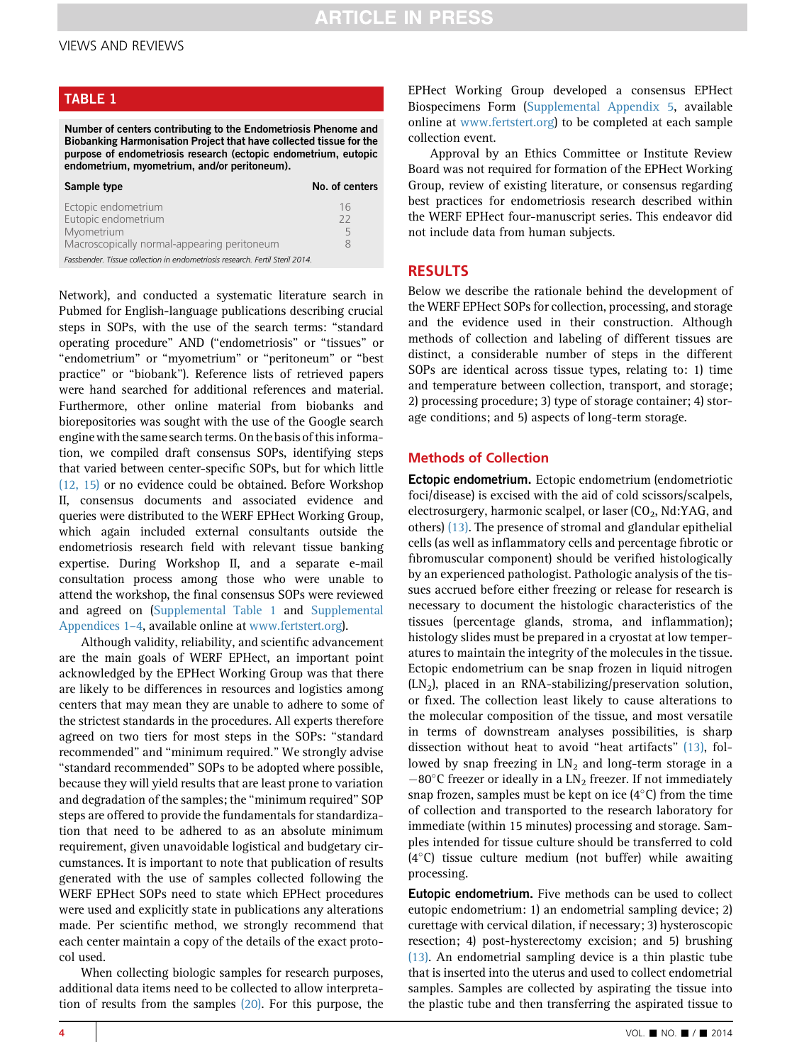**TABLE 1**

**Number of centers contributing to the Endometriosis Phenome and Biobanking Harmonisation Project that have collected tissue for the purpose of endometriosis research (ectopic endometrium, eutopic endometrium, myometrium, and/or peritoneum).**

| Sample type | No. of centers |
|---|---|
| Ectopic endometrium | 16 |
| Eutopic endometrium | 22 |
| Myometrium | 5 |
| Macroscopically normal-appearing peritoneum | 8 |

*Fassbender. Tissue collection in endometriosis research. Fertil Steril 2014.*

Network), and conducted a systematic literature search in Pubmed for English-language publications describing crucial steps in SOPs, with the use of the search terms: "standard operating procedure" AND ("endometriosis" or "tissues" or "endometrium" or "myometrium" or "peritoneum" or "best practice" or "biobank"). Reference lists of retrieved papers were hand searched for additional references and material. Furthermore, other online material from biobanks and biorepositories was sought with the use of the Google search engine with the same search terms. On the basis of this information, we compiled draft consensus SOPs, identifying steps that varied between center-specific SOPs, but for which little (12, 15) or no evidence could be obtained. Before Workshop II, consensus documents and associated evidence and queries were distributed to the WERF EPHect Working Group, which again included external consultants outside the endometriosis research field with relevant tissue banking expertise. During Workshop II, and a separate e-mail consultation process among those who were unable to attend the workshop, the final consensus SOPs were reviewed and agreed on (Supplemental Table 1 and Supplemental Appendixes 1–4, available online at www.fertstert.org).

Although validity, reliability, and scientific advancement are the main goals of WERF EPHect, an important point acknowledged by the EPHect Working Group was that there are likely to be differences in resources and logistics among centers that may mean they are unable to adhere to some of the strictest standards in the procedures. All experts therefore agreed on two tiers for most steps in the SOPs: "standard recommended" and "minimum required." We strongly advise "standard recommended" SOPs to be adopted where possible, because they will yield results that are least prone to variation and degradation of the samples; the "minimum required" SOP steps are offered to provide the fundamentals for standardization that need to be adhered to as an absolute minimum requirement, given unavoidable logistical and budgetary circumstances. It is important to note that publication of results generated with the use of samples collected following the WERF EPHect SOPs need to state which EPHect procedures were used and explicitly state in publications any alterations made. Per scientific method, we strongly recommend that each center maintain a copy of the details of the exact protocol used.

When collecting biologic samples for research purposes, additional data items need to be collected to allow interpretation of results from the samples (20). For this purpose, the EPHect Working Group developed a consensus EPHect Biospecimens Form (Supplemental Appendix 5, available online at www.fertstert.org) to be completed at each sample collection event.

Approval by an Ethics Committee or Institute Review Board was not required for formation of the EPHect Working Group, review of existing literature, or consensus regarding best practices for endometriosis research described within the WERF EPHect four-manuscript series. This endeavor did not include data from human subjects.

## RESULTS

Below we describe the rationale behind the development of the WERF EPHect SOPs for collection, processing, and storage and the evidence used in their construction. Although methods of collection and labeling of different tissues are distinct, a considerable number of steps in the different SOPs are identical across tissue types, relating to: 1) time and temperature between collection, transport, and storage; 2) processing procedure; 3) type of storage container; 4) storage conditions; and 5) aspects of long-term storage.

### Methods of Collection

**Ectopic endometrium.** Ectopic endometrium (endometriotic foci/disease) is excised with the aid of cold scissors/scalpels, electrosurgery, harmonic scalpel, or laser ($CO_2$, Nd:YAG, and others) (13). The presence of stromal and glandular epithelial cells (as well as inflammatory cells and percentage fibrotic or fibromuscular component) should be verified histologically by an experienced pathologist. Pathologic analysis of the tissues accrued before either freezing or release for research is necessary to document the histologic characteristics of the tissues (percentage glands, stroma, and inflammation); histology slides must be prepared in a cryostat at low temperatures to maintain the integrity of the molecules in the tissue. Ectopic endometrium can be snap frozen in liquid nitrogen ($LN_2$), placed in an RNA-stabilizing/preservation solution, or fixed. The collection least likely to cause alterations to the molecular composition of the tissue, and most versatile in terms of downstream analyses possibilities, is sharp dissection without heat to avoid "heat artifacts" (13), followed by snap freezing in $LN_2$ and long-term storage in a $-80°C$ freezer or ideally in a $LN_2$ freezer. If not immediately snap frozen, samples must be kept on ice (4°C) from the time of collection and transported to the research laboratory for immediate (within 15 minutes) processing and storage. Samples intended for tissue culture should be transferred to cold (4°C) tissue culture medium (not buffer) while awaiting processing.

**Eutopic endometrium.** Five methods can be used to collect eutopic endometrium: 1) an endometrial sampling device; 2) curettage with cervical dilation, if necessary; 3) hysteroscopic resection; 4) post-hysterectomy excision; and 5) brushing (13). An endometrial sampling device is a thin plastic tube that is inserted into the uterus and used to collect endometrial samples. Samples are collected by aspirating the tissue into the plastic tube and then transferring the aspirated tissue to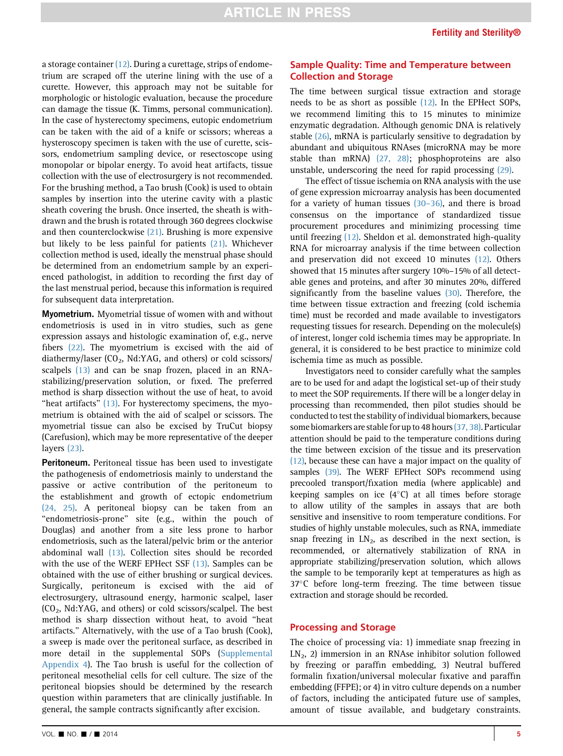a storage container (12). During a curettage, strips of endometrium are scraped off the uterine lining with the use of a curette. However, this approach may not be suitable for morphologic or histologic evaluation, because the procedure can damage the tissue (K. Timms, personal communication). In the case of hysterectomy specimens, eutopic endometrium can be taken with the aid of a knife or scissors; whereas a hysteroscopy specimen is taken with the use of curette, scissors, endometrium sampling device, or resectoscope using monopolar or bipolar energy. To avoid heat artifacts, tissue collection with the use of electrosurgery is not recommended. For the brushing method, a Tao brush (Cook) is used to obtain samples by insertion into the uterine cavity with a plastic sheath covering the brush. Once inserted, the sheath is withdrawn and the brush is rotated through 360 degrees clockwise and then counterclockwise (21). Brushing is more expensive but likely to be less painful for patients (21). Whichever collection method is used, ideally the menstrual phase should be determined from an endometrium sample by an experienced pathologist, in addition to recording the first day of the last menstrual period, because this information is required for subsequent data interpretation.

**Myometrium.** Myometrial tissue of women with and without endometriosis is used in in vitro studies, such as gene expression assays and histologic examination of, e.g., nerve fibers (22). The myometrium is excised with the aid of diathermy/laser ($CO_2$, Nd:YAG, and others) or cold scissors/scalpels (13) and can be snap frozen, placed in an RNA-stabilizing/preservation solution, or fixed. The preferred method is sharp dissection without the use of heat, to avoid "heat artifacts" (13). For hysterectomy specimens, the myometrium is obtained with the aid of scalpel or scissors. The myometrial tissue can also be excised by TruCut biopsy (Carefusion), which may be more representative of the deeper layers (23).

**Peritoneum.** Peritoneal tissue has been used to investigate the pathogenesis of endometriosis mainly to understand the passive or active contribution of the peritoneum to the establishment and growth of ectopic endometrium (24, 25). A peritoneal biopsy can be taken from an "endometriosis-prone" site (e.g., within the pouch of Douglas) and another from a site less prone to harbor endometriosis, such as the lateral/pelvic brim or the anterior abdominal wall (13). Collection sites should be recorded with the use of the WERF EPHect SSF (13). Samples can be obtained with the use of either brushing or surgical devices. Surgically, peritoneum is excised with the aid of electrosurgery, ultrasound energy, harmonic scalpel, laser ($CO_2$, Nd:YAG, and others) or cold scissors/scalpel. The best method is sharp dissection without heat, to avoid "heat artifacts." Alternatively, with the use of a Tao brush (Cook), a sweep is made over the peritoneal surface, as described in more detail in the supplemental SOPs (Supplemental Appendix 4). The Tao brush is useful for the collection of peritoneal mesothelial cells for cell culture. The size of the peritoneal biopsies should be determined by the research question within parameters that are clinically justifiable. In general, the sample contracts significantly after excision.

## Sample Quality: Time and Temperature between Collection and Storage

The time between surgical tissue extraction and storage needs to be as short as possible (12). In the EPHect SOPs, we recommend limiting this to 15 minutes to minimize enzymatic degradation. Although genomic DNA is relatively stable (26), mRNA is particularly sensitive to degradation by abundant and ubiquitous RNAses (microRNA may be more stable than mRNA) (27, 28); phosphoproteins are also unstable, underscoring the need for rapid processing (29).

The effect of tissue ischemia on RNA analysis with the use of gene expression microarray analysis has been documented for a variety of human tissues (30–36), and there is broad consensus on the importance of standardized tissue procurement procedures and minimizing processing time until freezing (12). Sheldon et al. demonstrated high-quality RNA for microarray analysis if the time between collection and preservation did not exceed 10 minutes (12). Others showed that 15 minutes after surgery 10%–15% of all detectable genes and proteins, and after 30 minutes 20%, differed significantly from the baseline values (30). Therefore, the time between tissue extraction and freezing (cold ischemia time) must be recorded and made available to investigators requesting tissues for research. Depending on the molecule(s) of interest, longer cold ischemia times may be appropriate. In general, it is considered to be best practice to minimize cold ischemia time as much as possible.

Investigators need to consider carefully what the samples are to be used for and adapt the logistical set-up of their study to meet the SOP requirements. If there will be a longer delay in processing than recommended, then pilot studies should be conducted to test the stability of individual biomarkers, because some biomarkers are stable for up to 48 hours (37, 38). Particular attention should be paid to the temperature conditions during the time between excision of the tissue and its preservation (12), because these can have a major impact on the quality of samples (39). The WERF EPHect SOPs recommend using precooled transport/fixation media (where applicable) and keeping samples on ice (4°C) at all times before storage to allow utility of the samples in assays that are both sensitive and insensitive to room temperature conditions. For studies of highly unstable molecules, such as RNA, immediate snap freezing in $LN_2$, as described in the next section, is recommended, or alternatively stabilization of RNA in appropriate stabilizing/preservation solution, which allows the sample to be temporarily kept at temperatures as high as 37°C before long-term freezing. The time between tissue extraction and storage should be recorded.

## Processing and Storage

The choice of processing via: 1) immediate snap freezing in $LN_2$, 2) immersion in an RNAse inhibitor solution followed by freezing or paraffin embedding, 3) Neutral buffered formalin fixation/universal molecular fixative and paraffin embedding (FFPE); or 4) in vitro culture depends on a number of factors, including the anticipated future use of samples, amount of tissue available, and budgetary constraints.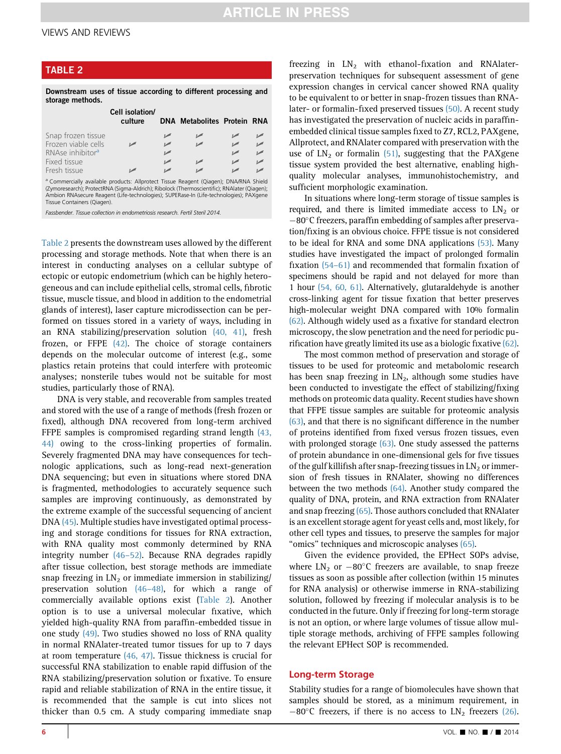**TABLE 2**

**Downstream uses of tissue according to different processing and storage methods.**

| | Cell isolation/ culture | DNA | Metabolites | Protein | RNA |
|---|---|---|---|---|---|
| Snap frozen tissue | | ✓ | ✓ | ✓ | ✓ |
| Frozen viable cells | ✓ | ✓ | ✓ | ✓ | ✓ |
| RNAse inhibitor[a] | | ✓ | | ✓ | ✓ |
| Fixed tissue | | ✓ | ✓ | ✓ | ✓ |
| Fresh tissue | ✓ | ✓ | | ✓ | ✓ |

[a] Commercially available products: Allprotect Tissue Reagent (Qiagen); DNA/RNA Shield (Zymoresearch); ProtectRNA (Sigma-Aldrich); Ribolock (Thermoscientific); RNAlater (Qiagen); Ambion RNAsecure Reagent (Life-technologies); SUPERase-In (Life-technologies); PAXgene Tissue Containers (Qiagen).

*Fassbender. Tissue collection in endometriosis research. Fertil Steril 2014.*

Table 2 presents the downstream uses allowed by the different processing and storage methods. Note that when there is an interest in conducting analyses on a cellular subtype of ectopic or eutopic endometrium (which can be highly heterogeneous and can include epithelial cells, stromal cells, fibrotic tissue, muscle tissue, and blood in addition to the endometrial glands of interest), laser capture microdissection can be performed on tissues stored in a variety of ways, including in an RNA stabilizing/preservation solution (40, 41), fresh frozen, or FFPE (42). The choice of storage containers depends on the molecular outcome of interest (e.g., some plastics retain proteins that could interfere with proteomic analyses; nonsterile tubes would not be suitable for most studies, particularly those of RNA).

DNA is very stable, and recoverable from samples treated and stored with the use of a range of methods (fresh frozen or fixed), although DNA recovered from long-term archived FFPE samples is compromised regarding strand length (43, 44) owing to the cross-linking properties of formalin. Severely fragmented DNA may have consequences for technologic applications, such as long-read next-generation DNA sequencing; but even in situations where stored DNA is fragmented, methodologies to accurately sequence such samples are improving continuously, as demonstrated by the extreme example of the successful sequencing of ancient DNA (45). Multiple studies have investigated optimal processing and storage conditions for tissues for RNA extraction, with RNA quality most commonly determined by RNA integrity number (46–52). Because RNA degrades rapidly after tissue collection, best storage methods are immediate snap freezing in $LN_2$ or immediate immersion in stabilizing/preservation solution (46–48), for which a range of commercially available options exist (Table 2). Another option is to use a universal molecular fixative, which yielded high-quality RNA from paraffin-embedded tissue in one study (49). Two studies showed no loss of RNA quality in normal RNAlater-treated tumor tissues for up to 7 days at room temperature (46, 47). Tissue thickness is crucial for successful RNA stabilization to enable rapid diffusion of the RNA stabilizing/preservation solution or fixative. To ensure rapid and reliable stabilization of RNA in the entire tissue, it is recommended that the sample is cut into slices not thicker than 0.5 cm. A study comparing immediate snap freezing in $LN_2$ with ethanol-fixation and RNAlater-preservation techniques for subsequent assessment of gene expression changes in cervical cancer showed RNA quality to be equivalent to or better in snap-frozen tissues than RNAlater- or formalin-fixed preserved tissues (50). A recent study has investigated the preservation of nucleic acids in paraffin-embedded clinical tissue samples fixed to Z7, RCL2, PAXgene, Allprotect, and RNAlater compared with preservation with the use of $LN_2$ or formalin (51), suggesting that the PAXgene tissue system provided the best alternative, enabling high-quality molecular analyses, immunohistochemistry, and sufficient morphologic examination.

In situations where long-term storage of tissue samples is required, and there is limited immediate access to $LN_2$ or $-80°C$ freezers, paraffin embedding of samples after preservation/fixing is an obvious choice. FFPE tissue is not considered to be ideal for RNA and some DNA applications (53). Many studies have investigated the impact of prolonged formalin fixation (54–61) and recommended that formalin fixation of specimens should be rapid and not delayed for more than 1 hour (54, 60, 61). Alternatively, glutaraldehyde is another cross-linking agent for tissue fixation that better preserves high-molecular weight DNA compared with 10% formalin (62). Although widely used as a fixative for standard electron microscopy, the slow penetration and the need for periodic purification have greatly limited its use as a biologic fixative (62).

The most common method of preservation and storage of tissues to be used for proteomic and metabolomic research has been snap freezing in $LN_2$, although some studies have been conducted to investigate the effect of stabilizing/fixing methods on proteomic data quality. Recent studies have shown that FFPE tissue samples are suitable for proteomic analysis (63), and that there is no significant difference in the number of proteins identified from fixed versus frozen tissues, even with prolonged storage (63). One study assessed the patterns of protein abundance in one-dimensional gels for five tissues of the gulf killifish after snap-freezing tissues in $LN_2$ or immersion of fresh tissues in RNAlater, showing no differences between the two methods (64). Another study compared the quality of DNA, protein, and RNA extraction from RNAlater and snap freezing (65). Those authors concluded that RNAlater is an excellent storage agent for yeast cells and, most likely, for other cell types and tissues, to preserve the samples for major "omics" techniques and microscopic analyses (65).

Given the evidence provided, the EPHect SOPs advise, where $LN_2$ or $-80°C$ freezers are available, to snap freeze tissues as soon as possible after collection (within 15 minutes for RNA analysis) or otherwise immerse in RNA-stabilizing solution, followed by freezing if molecular analysis is to be conducted in the future. Only if freezing for long-term storage is not an option, or where large volumes of tissue allow multiple storage methods, archiving of FFPE samples following the relevant EPHect SOP is recommended.

## Long-term Storage

Stability studies for a range of biomolecules have shown that samples should be stored, as a minimum requirement, in $-80°C$ freezers, if there is no access to $LN_2$ freezers (26).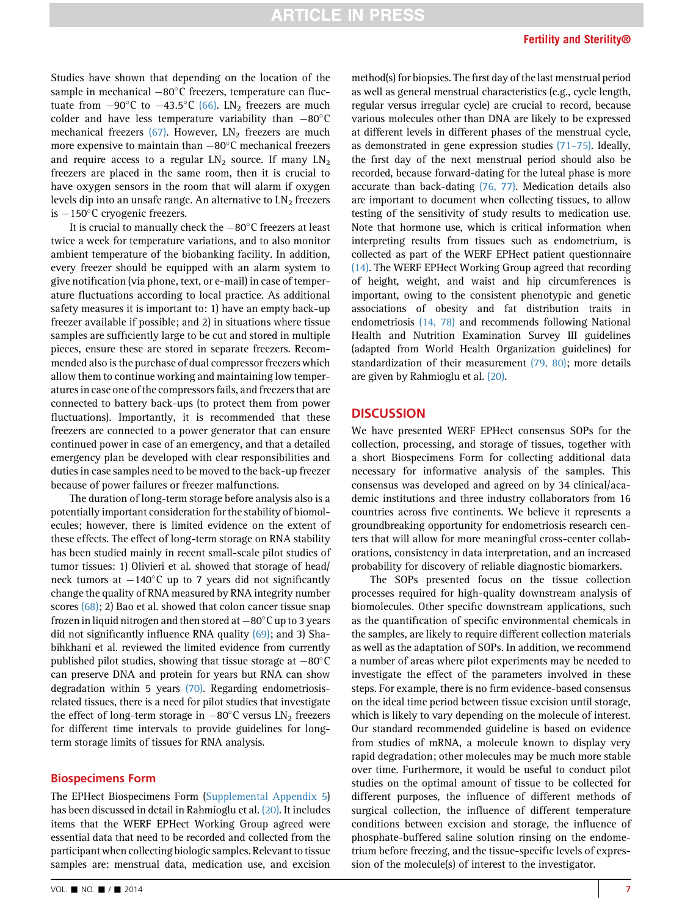Studies have shown that depending on the location of the sample in mechanical −80°C freezers, temperature can fluctuate from −90°C to −43.5°C (66). $LN_2$ freezers are much colder and have less temperature variability than −80°C mechanical freezers (67). However, $LN_2$ freezers are much more expensive to maintain than −80°C mechanical freezers and require access to a regular $LN_2$ source. If many $LN_2$ freezers are placed in the same room, then it is crucial to have oxygen sensors in the room that will alarm if oxygen levels dip into an unsafe range. An alternative to $LN_2$ freezers is −150°C cryogenic freezers.

It is crucial to manually check the −80°C freezers at least twice a week for temperature variations, and to also monitor ambient temperature of the biobanking facility. In addition, every freezer should be equipped with an alarm system to give notification (via phone, text, or e-mail) in case of temperature fluctuations according to local practice. As additional safety measures it is important to: 1) have an empty back-up freezer available if possible; and 2) in situations where tissue samples are sufficiently large to be cut and stored in multiple pieces, ensure these are stored in separate freezers. Recommended also is the purchase of dual compressor freezers which allow them to continue working and maintaining low temperatures in case one of the compressors fails, and freezers that are connected to battery back-ups (to protect them from power fluctuations). Importantly, it is recommended that these freezers are connected to a power generator that can ensure continued power in case of an emergency, and that a detailed emergency plan be developed with clear responsibilities and duties in case samples need to be moved to the back-up freezer because of power failures or freezer malfunctions.

The duration of long-term storage before analysis also is a potentially important consideration for the stability of biomolecules; however, there is limited evidence on the extent of these effects. The effect of long-term storage on RNA stability has been studied mainly in recent small-scale pilot studies of tumor tissues: 1) Olivieri et al. showed that storage of head/neck tumors at −140°C up to 7 years did not significantly change the quality of RNA measured by RNA integrity number scores (68); 2) Bao et al. showed that colon cancer tissue snap frozen in liquid nitrogen and then stored at −80°C up to 3 years did not significantly influence RNA quality (69); and 3) Shabihkhani et al. reviewed the limited evidence from currently published pilot studies, showing that tissue storage at −80°C can preserve DNA and protein for years but RNA can show degradation within 5 years (70). Regarding endometriosis-related tissues, there is a need for pilot studies that investigate the effect of long-term storage in −80°C versus $LN_2$ freezers for different time intervals to provide guidelines for long-term storage limits of tissues for RNA analysis.

## Biospecimens Form

The EPHect Biospecimens Form (Supplemental Appendix 5) has been discussed in detail in Rahmioglu et al. (20). It includes items that the WERF EPHect Working Group agreed were essential data that need to be recorded and collected from the participant when collecting biologic samples. Relevant to tissue samples are: menstrual data, medication use, and excision method(s) for biopsies. The first day of the last menstrual period as well as general menstrual characteristics (e.g., cycle length, regular versus irregular cycle) are crucial to record, because various molecules other than DNA are likely to be expressed at different levels in different phases of the menstrual cycle, as demonstrated in gene expression studies (71–75). Ideally, the first day of the next menstrual period should also be recorded, because forward-dating for the luteal phase is more accurate than back-dating (76, 77). Medication details also are important to document when collecting tissues, to allow testing of the sensitivity of study results to medication use. Note that hormone use, which is critical information when interpreting results from tissues such as endometrium, is collected as part of the WERF EPHect patient questionnaire (14). The WERF EPHect Working Group agreed that recording of height, weight, and waist and hip circumferences is important, owing to the consistent phenotypic and genetic associations of obesity and fat distribution traits in endometriosis (14, 78) and recommends following National Health and Nutrition Examination Survey III guidelines (adapted from World Health Organization guidelines) for standardization of their measurement (79, 80); more details are given by Rahmioglu et al. (20).

## DISCUSSION

We have presented WERF EPHect consensus SOPs for the collection, processing, and storage of tissues, together with a short Biospecimens Form for collecting additional data necessary for informative analysis of the samples. This consensus was developed and agreed on by 34 clinical/academic institutions and three industry collaborators from 16 countries across five continents. We believe it represents a groundbreaking opportunity for endometriosis research centers that will allow for more meaningful cross-center collaborations, consistency in data interpretation, and an increased probability for discovery of reliable diagnostic biomarkers.

The SOPs presented focus on the tissue collection processes required for high-quality downstream analysis of biomolecules. Other specific downstream applications, such as the quantification of specific environmental chemicals in the samples, are likely to require different collection materials as well as the adaptation of SOPs. In addition, we recommend a number of areas where pilot experiments may be needed to investigate the effect of the parameters involved in these steps. For example, there is no firm evidence-based consensus on the ideal time period between tissue excision until storage, which is likely to vary depending on the molecule of interest. Our standard recommended guideline is based on evidence from studies of mRNA, a molecule known to display very rapid degradation; other molecules may be much more stable over time. Furthermore, it would be useful to conduct pilot studies on the optimal amount of tissue to be collected for different purposes, the influence of different methods of surgical collection, the influence of different temperature conditions between excision and storage, the influence of phosphate-buffered saline solution rinsing on the endometrium before freezing, and the tissue-specific levels of expression of the molecule(s) of interest to the investigator.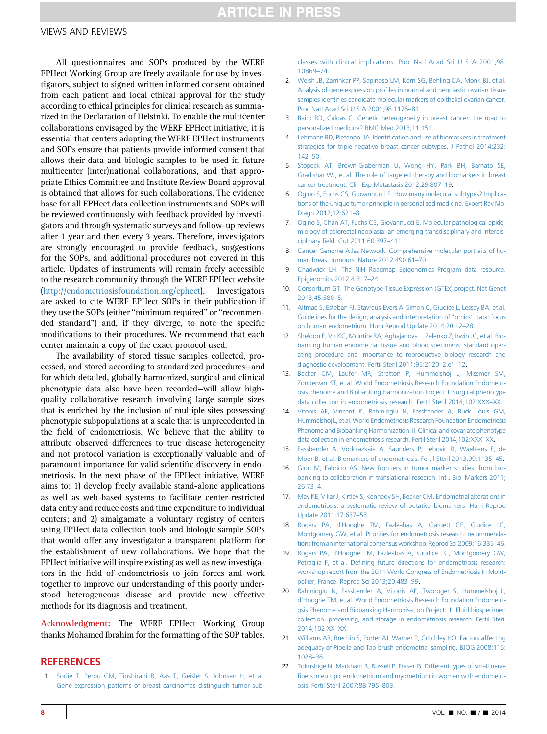All questionnaires and SOPs produced by the WERF EPHect Working Group are freely available for use by investigators, subject to signed written informed consent obtained from each patient and local ethical approval for the study according to ethical principles for clinical research as summarized in the Declaration of Helsinki. To enable the multicenter collaborations envisaged by the WERF EPHect initiative, it is essential that centers adopting the WERF EPHect instruments and SOPs ensure that patients provide informed consent that allows their data and biologic samples to be used in future multicenter (inter)national collaborations, and that appropriate Ethics Committee and Institute Review Board approval is obtained that allows for such collaborations. The evidence base for all EPHect data collection instruments and SOPs will be reviewed continuously with feedback provided by investigators and through systematic surveys and follow-up reviews after 1 year and then every 3 years. Therefore, investigators are strongly encouraged to provide feedback, suggestions for the SOPs, and additional procedures not covered in this article. Updates of instruments will remain freely accessible to the research community through the WERF EPHect website (http://endometriosisfoundation.org/ephect). Investigators are asked to cite WERF EPHect SOPs in their publication if they use the SOPs (either "minimum required" or "recommended standard") and, if they diverge, to note the specific modifications to their procedures. We recommend that each center maintain a copy of the exact protocol used.

The availability of stored tissue samples collected, processed, and stored according to standardized procedures—and for which detailed, globally harmonized, surgical and clinical phenotypic data also have been recorded—will allow high-quality collaborative research involving large sample sizes that is enriched by the inclusion of multiple sites possessing phenotypic subpopulations at a scale that is unprecedented in the field of endometriosis. We believe that the ability to attribute observed differences to true disease heterogeneity and not protocol variation is exceptionally valuable and of paramount importance for valid scientific discovery in endometriosis. In the next phase of the EPHect initiative, WERF aims to: 1) develop freely available stand-alone applications as well as web-based systems to facilitate center-restricted data entry and reduce costs and time expenditure to individual centers; and 2) amalgamate a voluntary registry of centers using EPHect data collection tools and biologic sample SOPs that would offer any investigator a transparent platform for the establishment of new collaborations. We hope that the EPHect initiative will inspire existing as well as new investigators in the field of endometriosis to join forces and work together to improve our understanding of this poorly understood heterogeneous disease and provide new effective methods for its diagnosis and treatment.

**Acknowledgment:** The WERF EPHect Working Group thanks Mohamed Ibrahim for the formatting of the SOP tables.

## REFERENCES

1. Sorlie T, Perou CM, Tibshirani R, Aas T, Geisler S, Johnsen H, et al. Gene expression patterns of breast carcinomas distinguish tumor subclasses with clinical implications. Proc Natl Acad Sci U S A 2001;98:10869–74.
2. Welsh JB, Zarrinkar PP, Sapinoso LM, Kern SG, Behling CA, Monk BJ, et al. Analysis of gene expression profiles in normal and neoplastic ovarian tissue samples identifies candidate molecular markers of epithelial ovarian cancer. Proc Natl Acad Sci U S A 2001;98:1176–81.
3. Baird RD, Caldas C. Genetic heterogeneity in breast cancer: the road to personalized medicine? BMC Med 2013;11:151.
4. Lehmann BD, Pietenpol JA. Identification and use of biomarkers in treatment strategies for triple-negative breast cancer subtypes. J Pathol 2014;232:142–50.
5. Stopeck AT, Brown-Glaberman U, Wong HY, Park BH, Barnato SE, Gradishar WJ, et al. The role of targeted therapy and biomarkers in breast cancer treatment. Clin Exp Metastasis 2012;29:807–19.
6. Ogino S, Fuchs CS, Giovannucci E. How many molecular subtypes? Implications of the unique tumor principle in personalized medicine. Expert Rev Mol Diagn 2012;12:621–8.
7. Ogino S, Chan AT, Fuchs CS, Giovannucci E. Molecular pathological epidemiology of colorectal neoplasia: an emerging transdisciplinary and interdisciplinary field. Gut 2011;60:397–411.
8. Cancer Genome Atlas Network. Comprehensive molecular portraits of human breast tumours. Nature 2012;490:61–70.
9. Chadwick LH. The NIH Roadmap Epigenomics Program data resource. Epigenomics 2012;4:317–24.
10. Consortium GT. The Genotype-Tissue Expression (GTEx) project. Nat Genet 2013;45:580–5.
11. Altmae S, Esteban FJ, Stavreus-Evers A, Simon C, Giudice L, Lessey BA, et al. Guidelines for the design, analysis and interpretation of "omics" data: focus on human endometrium. Hum Reprod Update 2014;20:12–28.
12. Sheldon E, Vo KC, McIntire RA, Aghajanova L, Zelenko Z, Irwin JC, et al. Biobanking human endometrial tissue and blood specimens: standard operating procedure and importance to reproductive biology research and diagnostic development. Fertil Steril 2011;95:2120–2.e1–12.
13. Becker CM, Laufer MR, Stratton P, Hummelshoj L, Missmer SM, Zondervan KT, et al. World Endometriosis Research Foundation Endometriosis Phenome and Biobanking Harmonization Project: I. Surgical phenotype data collection in endometriosis research. Fertil Steril 2014;102:XXX–XX.
14. Vitonis AF, Vincent K, Rahmioglu N, Fassbender A, Buck Louis GM, Hummelshoj L, et al. World Endometriosis Research Foundation Endometriosis Phenome and Biobanking Harmonization: II. Clinical and covariate phenotype data collection in endometriosis research. Fertil Steril 2014;102:XXX–XX.
15. Fassbender A, Vodolazkaia A, Saunders P, Lebovic D, Waelkens E, de Moor B, et al. Biomarkers of endometriosis. Fertil Steril 2013;99:1135–45.
16. Gion M, Fabricio AS. New frontiers in tumor marker studies: from biobanking to collaboration in translational research. Int J Biol Markers 2011;26:73–4.
17. May KE, Villar J, Kirtley S, Kennedy SH, Becker CM. Endometrial alterations in endometriosis: a systematic review of putative biomarkers. Hum Reprod Update 2011;17:637–53.
18. Rogers PA, d'Hooghe TM, Fazleabas A, Gargett CE, Giudice LC, Montgomery GW, et al. Priorities for endometriosis research: recommendations from an international consensus workshop. Reprod Sci 2009;16:335–46.
19. Rogers PA, d'Hooghe TM, Fazleabas A, Giudice LC, Montgomery GW, Petraglia F, et al. Defining future directions for endometriosis research: workshop report from the 2011 World Congress of Endometriosis In Montpellier, France. Reprod Sci 2013;20:483–99.
20. Rahmioglu N, Fassbender A, Vitonis AF, Tworoger S, Hummelshoj L, d'Hooghe TM, et al. World Endometriosis Research Foundation Endometriosis Phenome and Biobanking Harmonisation Project: III. Fluid biospecimen collection, processing, and storage in endometriosis research. Fertil Steril 2014;102:XX–XX.
21. Williams AR, Brechin S, Porter AJ, Warner P, Critchley HO. Factors affecting adequacy of Pipelle and Tao brush endometrial sampling. BJOG 2008;115:1028–36.
22. Tokushige N, Markham R, Russell P, Fraser IS. Different types of small nerve fibers in eutopic endometrium and myometrium in women with endometriosis. Fertil Steril 2007;88:795–803.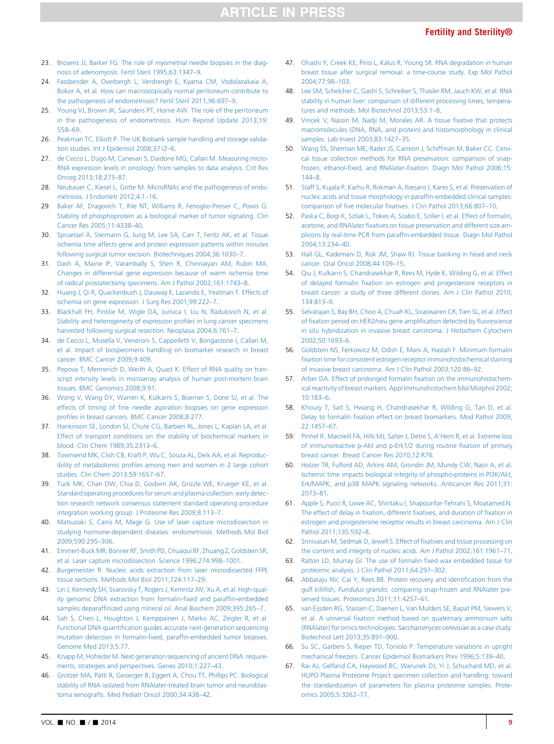23. Brosens JJ, Barker FG. The role of myometrial needle biopsies in the diagnosis of adenomyosis. Fertil Steril 1995;63:1347–9.
24. Fassbender A, Overbergh L, Verdrengh E, Kyama CM, Vodolazakaia A, Bokor A, et al. How can macroscopically normal peritoneum contribute to the pathogenesis of endometriosis? Fertil Steril 2011;96:697–9.
25. Young VJ, Brown JK, Saunders PT, Horne AW. The role of the peritoneum in the pathogenesis of endometriosis. Hum Reprod Update 2013;19:558–69.
26. Peakman TC, Elliott P. The UK Biobank sample handling and storage validation studies. Int J Epidemiol 2008;37:i2–6.
27. de Cecco L, Dugo M, Canevari S, Daidone MG, Callari M. Measuring microRNA expression levels in oncology: from samples to data analysis. Crit Rev Oncog 2013;18:273–87.
28. Neubauer C, Kiesel L, Gotte M. MicroRNAs and the pathogenesis of endometriosis. J Endometr 2012;4:1–16.
29. Baker AF, Dragovich T, Ihle NT, Williams R, Fenoglio-Preiser C, Powis G. Stability of phosphoprotein as a biological marker of tumor signaling. Clin Cancer Res 2005;11:4338–40.
30. Spruessel A, Steimann G, Jung M, Lee SA, Carr T, Fentz AK, et al. Tissue ischemia time affects gene and protein expression patterns within minutes following surgical tumor excision. Biotechniques 2004;36:1030–7.
31. Dash A, Maine IP, Varambally S, Shen R, Chinnaiyan AM, Rubin MA. Changes in differential gene expression because of warm ischemia time of radical prostatectomy specimens. Am J Pathol 2002;161:1743–8.
32. Huang J, Qi R, Quackenbush J, Dauway E, Lazaridis E, Yeatman T. Effects of ischemia on gene expression. J Surg Res 2001;99:222–7.
33. Blackhall FH, Pintilie M, Wigle DA, Jurisica I, Liu N, Radulovich N, et al. Stability and heterogeneity of expression profiles in lung cancer specimens harvested following surgical resection. Neoplasia 2004;6:761–7.
34. de Cecco L, Musella V, Veneroni S, Cappelletti V, Bongarzone I, Callari M, et al. Impact of biospecimens handling on biomarker research in breast cancer. BMC Cancer 2009;9:409.
35. Popova T, Mennerich D, Weith A, Quast K. Effect of RNA quality on transcript intensity levels in microarray analysis of human post-mortem brain tissues. BMC Genomics 2008;9:91.
36. Wong V, Wang DY, Warren K, Kulkarni S, Boerner S, Done SJ, et al. The effects of timing of fine needle aspiration biopsies on gene expression profiles in breast cancers. BMC Cancer 2008;8:277.
37. Hankinson SE, London SJ, Chute CG, Barbieri RL, Jones L, Kaplan LA, et al. Effect of transport conditions on the stability of biochemical markers in blood. Clin Chem 1989;35:2313–6.
38. Townsend MK, Clish CB, Kraft P, Wu C, Souza AL, Deik AA, et al. Reproducibility of metabolomic profiles among men and women in 2 large cohort studies. Clin Chem 2013;59:1657–67.
39. Tuck MK, Chan DW, Chia D, Godwin AK, Grizzle WE, Krueger KE, et al. Standard operating procedures for serum and plasma collection: early detection research network consensus statement standard operating procedure integration working group. J Proteome Res 2009;8:113–7.
40. Matsuzaki S, Canis M, Mage G. Use of laser capture microdissection in studying hormone-dependent diseases: endometriosis. Methods Mol Biol 2009;590:295–306.
41. Emmert-Buck MR, Bonner RF, Smith PD, Chuaqui RF, Zhuang Z, Goldstein SR, et al. Laser capture microdissection. Science 1996;274:998–1001.
42. Burgemeister R. Nucleic acids extraction from laser microdissected FFPE tissue sections. Methods Mol Biol 2011;724:117–29.
43. Lin J, Kennedy SH, Svarovsky T, Rogers J, Kemnitz JW, Xu A, et al. High-quality genomic DNA extraction from formalin-fixed and paraffin-embedded samples deparaffinized using mineral oil. Anal Biochem 2009;395:265–7.
44. Sah S, Chen L, Houghton J, Kemppainen J, Marko AC, Zeigler R, et al. Functional DNA quantification guides accurate next-generation sequencing mutation detection in formalin-fixed, paraffin-embedded tumor biopsies. Genome Med 2013;5:77.
45. Knapp M, Hofreiter M. Next generation sequencing of ancient DNA: requirements, strategies and perspectives. Genes 2010;1:227–43.
46. Grotzer MA, Patti R, Geoerger B, Eggert A, Chou TT, Phillips PC. Biological stability of RNA isolated from RNAlater-treated brain tumor and neuroblastoma xenografts. Med Pediatr Oncol 2000;34:438–42.
47. Ohashi Y, Creek KE, Pirisi L, Kalus R, Young SR. RNA degradation in human breast tissue after surgical removal: a time-course study. Exp Mol Pathol 2004;77:98–103.
48. Lee SM, Schelcher C, Gashi S, Schreiber S, Thasler RM, Jauch KW, et al. RNA stability in human liver: comparison of different processing times, temperatures and methods. Mol Biotechnol 2013;53:1–8.
49. Vincek V, Nassiri M, Nadji M, Morales AR. A tissue fixative that protects macromolecules (DNA, RNA, and protein) and histomorphology in clinical samples. Lab Invest 2003;83:1427–35.
50. Wang SS, Sherman ME, Rader JS, Carreon J, Schiffman M, Baker CC. Cervical tissue collection methods for RNA preservation: comparison of snap-frozen, ethanol-fixed, and RNAlater-fixation. Diagn Mol Pathol 2006;15:144–8.
51. Staff S, Kujala P, Karhu R, Rokman A, Ilvesaro J, Kares S, et al. Preservation of nucleic acids and tissue morphology in paraffin-embedded clinical samples: comparison of five molecular fixatives. J Clin Pathol 2013;66:807–10.
52. Paska C, Bogi K, Szilak L, Tokes A, Szabo E, Sziller I, et al. Effect of formalin, acetone, and RNAlater fixatives on tissue preservation and different size amplicons by real-time PCR from paraffin-embedded tissue. Diagn Mol Pathol 2004;13:234–40.
53. Hall GL, Kademani D, Risk JM, Shaw RJ. Tissue banking in head and neck cancer. Oral Oncol 2008;44:109–15.
54. Qiu J, Kulkarni S, Chandrasekhar R, Rees M, Hyde K, Wilding G, et al. Effect of delayed formalin fixation on estrogen and progesterone receptors in breast cancer: a study of three different clones. Am J Clin Pathol 2010;134:813–9.
55. Selvarajan S, Bay BH, Choo A, Chuah KL, Sivaswaren CR, Tien SL, et al. Effect of fixation period on HER2/neu gene amplification detected by fluorescence in situ hybridization in invasive breast carcinoma. J Histochem Cytochem 2002;50:1693–6.
56. Goldstein NS, Ferkowicz M, Odish E, Mani A, Hastah F. Minimum formalin fixation time for consistent estrogen receptor immunohistochemical staining of invasive breast carcinoma. Am J Clin Pathol 2003;120:86–92.
57. Arber DA. Effect of prolonged formalin fixation on the immunohistochemical reactivity of breast markers. Appl Immunohistochem Mol Morphol 2002;10:183–6.
58. Khoury T, Sait S, Hwang H, Chandrasekhar R, Wilding G, Tan D, et al. Delay to formalin fixation effect on breast biomarkers. Mod Pathol 2009;22:1457–67.
59. Pinhel IF, Macneill FA, Hills MJ, Salter J, Detre S, A'Hern R, et al. Extreme loss of immunoreactive p-Akt and p-Erk1/2 during routine fixation of primary breast cancer. Breast Cancer Res 2010;12:R76.
60. Holzer TR, Fulford AD, Arkins AM, Grondin JM, Mundy CW, Nasir A, et al. Ischemic time impacts biological integrity of phospho-proteins in PI3K/Akt, Erk/MAPK, and p38 MAPK signaling networks. Anticancer Res 2011;31:2073–81.
61. Apple S, Pucci R, Lowe AC, Shintaku I, Shapourifar-Tehrani S, Moatamed N. The effect of delay in fixation, different fixatives, and duration of fixation in estrogen and progesterone receptor results in breast carcinoma. Am J Clin Pathol 2011;135:592–8.
62. Srinivasan M, Sedmak D, Jewell S. Effect of fixatives and tissue processing on the content and integrity of nucleic acids. Am J Pathol 2002;161:1961–71.
63. Ralton LD, Murray GI. The use of formalin fixed wax embedded tissue for proteomic analysis. J Clin Pathol 2011;64:297–302.
64. Abbaraju NV, Cai Y, Rees BB. Protein recovery and identification from the gulf killifish, *Fundulus grandis*: comparing snap-frozen and RNAlater preserved tissues. Proteomics 2011;11:4257–61.
65. van Eijsden RG, Stassen C, Daenen L, Van Mulders SE, Bapat PM, Siewers V, et al. A universal fixation method based on quaternary ammonium salts (RNAlater) for omics-technologies: *Saccharomyces cerevisiae* as a case study. Biotechnol Lett 2013;35:891–900.
66. Su SC, Garbers S, Rieper TD, Toniolo P. Temperature variations in upright mechanical freezers. Cancer Epidemiol Biomarkers Prev 1996;5:139–40.
67. Rai AJ, Gelfand CA, Haywood BC, Warunek DJ, Yi J, Schuchard MD, et al. HUPO Plasma Proteome Project specimen collection and handling: toward the standardization of parameters for plasma proteome samples. Proteomics 2005;5:3262–77.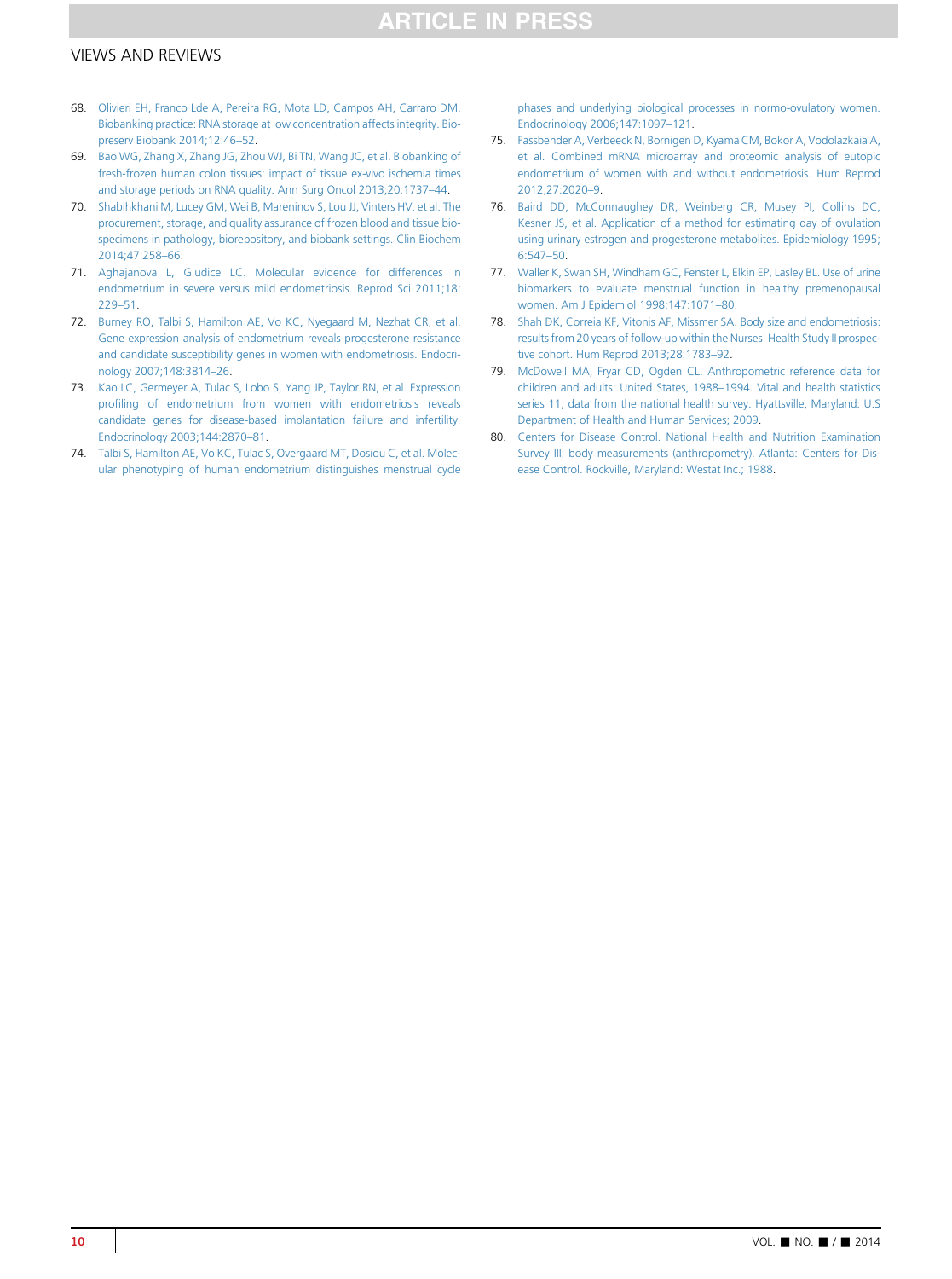68. Olivieri EH, Franco Lde A, Pereira RG, Mota LD, Campos AH, Carraro DM. Biobanking practice: RNA storage at low concentration affects integrity. Biopreserv Biobank 2014;12:46–52.
69. Bao WG, Zhang X, Zhang JG, Zhou WJ, Bi TN, Wang JC, et al. Biobanking of fresh-frozen human colon tissues: impact of tissue ex-vivo ischemia times and storage periods on RNA quality. Ann Surg Oncol 2013;20:1737–44.
70. Shabihkhani M, Lucey GM, Wei B, Mareninov S, Lou JJ, Vinters HV, et al. The procurement, storage, and quality assurance of frozen blood and tissue biospecimens in pathology, biorepository, and biobank settings. Clin Biochem 2014;47:258–66.
71. Aghajanova L, Giudice LC. Molecular evidence for differences in endometrium in severe versus mild endometriosis. Reprod Sci 2011;18:229–51.
72. Burney RO, Talbi S, Hamilton AE, Vo KC, Nyegaard M, Nezhat CR, et al. Gene expression analysis of endometrium reveals progesterone resistance and candidate susceptibility genes in women with endometriosis. Endocrinology 2007;148:3814–26.
73. Kao LC, Germeyer A, Tulac S, Lobo S, Yang JP, Taylor RN, et al. Expression profiling of endometrium from women with endometriosis reveals candidate genes for disease-based implantation failure and infertility. Endocrinology 2003;144:2870–81.
74. Talbi S, Hamilton AE, Vo KC, Tulac S, Overgaard MT, Dosiou C, et al. Molecular phenotyping of human endometrium distinguishes menstrual cycle phases and underlying biological processes in normo-ovulatory women. Endocrinology 2006;147:1097–121.
75. Fassbender A, Verbeeck N, Bornigen D, Kyama CM, Bokor A, Vodolazkaia A, et al. Combined mRNA microarray and proteomic analysis of eutopic endometrium of women with and without endometriosis. Hum Reprod 2012;27:2020–9.
76. Baird DD, McConnaughey DR, Weinberg CR, Musey PI, Collins DC, Kesner JS, et al. Application of a method for estimating day of ovulation using urinary estrogen and progesterone metabolites. Epidemiology 1995;6:547–50.
77. Waller K, Swan SH, Windham GC, Fenster L, Elkin EP, Lasley BL. Use of urine biomarkers to evaluate menstrual function in healthy premenopausal women. Am J Epidemiol 1998;147:1071–80.
78. Shah DK, Correia KF, Vitonis AF, Missmer SA. Body size and endometriosis: results from 20 years of follow-up within the Nurses' Health Study II prospective cohort. Hum Reprod 2013;28:1783–92.
79. McDowell MA, Fryar CD, Ogden CL. Anthropometric reference data for children and adults: United States, 1988–1994. Vital and health statistics series 11, data from the national health survey. Hyattsville, Maryland: U.S Department of Health and Human Services; 2009.
80. Centers for Disease Control. National Health and Nutrition Examination Survey III: body measurements (anthropometry). Atlanta: Centers for Disease Control. Rockville, Maryland: Westat Inc.; 1988.